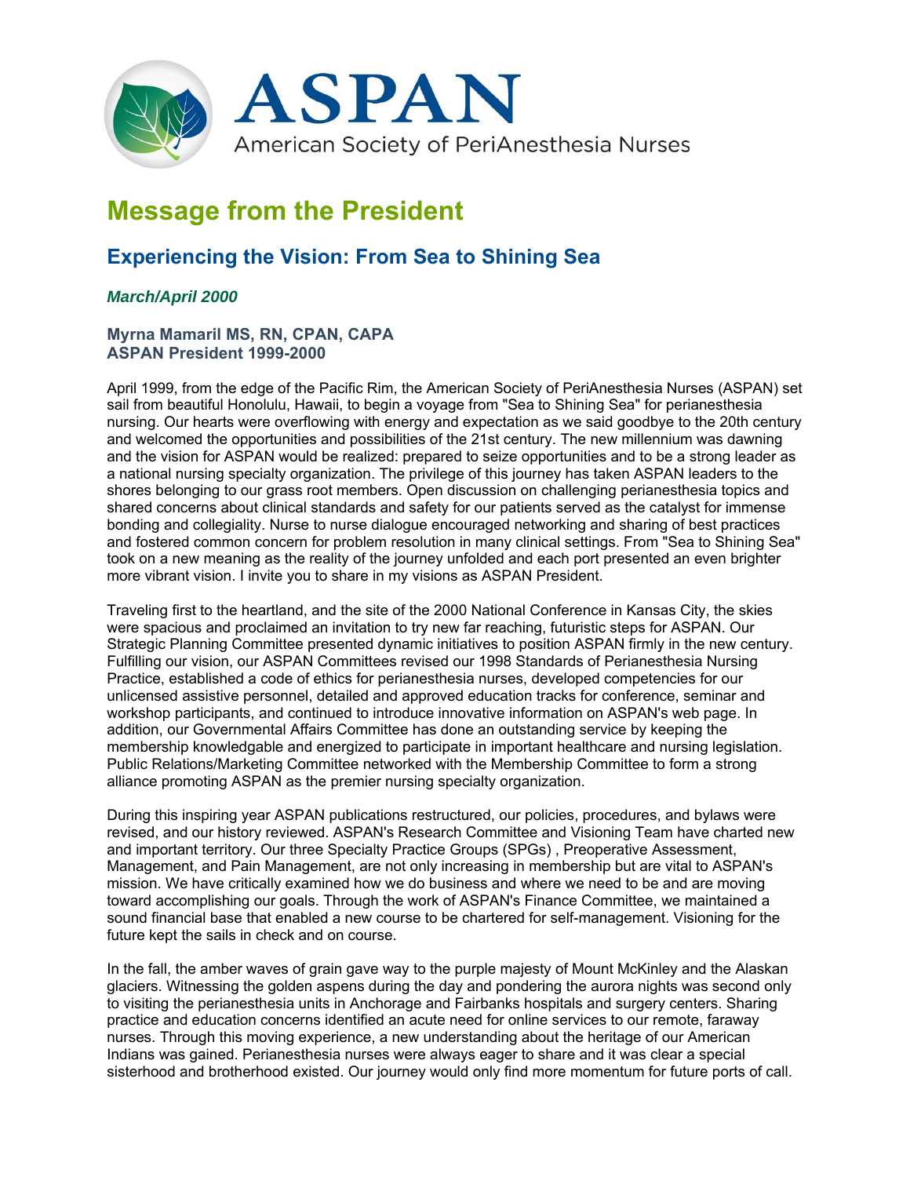ASPAN

American Society of PeriAnesthesia Nurses

# Message from the President

## Experiencing the Vision: From Sea to Shining Sea

*March/April 2000*

**Myrna Mamaril MS, RN, CPAN, CAPA**
**ASPAN President 1999-2000**

April 1999, from the edge of the Pacific Rim, the American Society of PeriAnesthesia Nurses (ASPAN) set sail from beautiful Honolulu, Hawaii, to begin a voyage from "Sea to Shining Sea" for perianesthesia nursing. Our hearts were overflowing with energy and expectation as we said goodbye to the 20th century and welcomed the opportunities and possibilities of the 21st century. The new millennium was dawning and the vision for ASPAN would be realized: prepared to seize opportunities and to be a strong leader as a national nursing specialty organization. The privilege of this journey has taken ASPAN leaders to the shores belonging to our grass root members. Open discussion on challenging perianesthesia topics and shared concerns about clinical standards and safety for our patients served as the catalyst for immense bonding and collegiality. Nurse to nurse dialogue encouraged networking and sharing of best practices and fostered common concern for problem resolution in many clinical settings. From "Sea to Shining Sea" took on a new meaning as the reality of the journey unfolded and each port presented an even brighter more vibrant vision. I invite you to share in my visions as ASPAN President.

Traveling first to the heartland, and the site of the 2000 National Conference in Kansas City, the skies were spacious and proclaimed an invitation to try new far reaching, futuristic steps for ASPAN. Our Strategic Planning Committee presented dynamic initiatives to position ASPAN firmly in the new century. Fulfilling our vision, our ASPAN Committees revised our 1998 Standards of Perianesthesia Nursing Practice, established a code of ethics for perianesthesia nurses, developed competencies for our unlicensed assistive personnel, detailed and approved education tracks for conference, seminar and workshop participants, and continued to introduce innovative information on ASPAN's web page. In addition, our Governmental Affairs Committee has done an outstanding service by keeping the membership knowledgable and energized to participate in important healthcare and nursing legislation. Public Relations/Marketing Committee networked with the Membership Committee to form a strong alliance promoting ASPAN as the premier nursing specialty organization.

During this inspiring year ASPAN publications restructured, our policies, procedures, and bylaws were revised, and our history reviewed. ASPAN's Research Committee and Visioning Team have charted new and important territory. Our three Specialty Practice Groups (SPGs) , Preoperative Assessment, Management, and Pain Management, are not only increasing in membership but are vital to ASPAN's mission. We have critically examined how we do business and where we need to be and are moving toward accomplishing our goals. Through the work of ASPAN's Finance Committee, we maintained a sound financial base that enabled a new course to be chartered for self-management. Visioning for the future kept the sails in check and on course.

In the fall, the amber waves of grain gave way to the purple majesty of Mount McKinley and the Alaskan glaciers. Witnessing the golden aspens during the day and pondering the aurora nights was second only to visiting the perianesthesia units in Anchorage and Fairbanks hospitals and surgery centers. Sharing practice and education concerns identified an acute need for online services to our remote, faraway nurses. Through this moving experience, a new understanding about the heritage of our American Indians was gained. Perianesthesia nurses were always eager to share and it was clear a special sisterhood and brotherhood existed. Our journey would only find more momentum for future ports of call.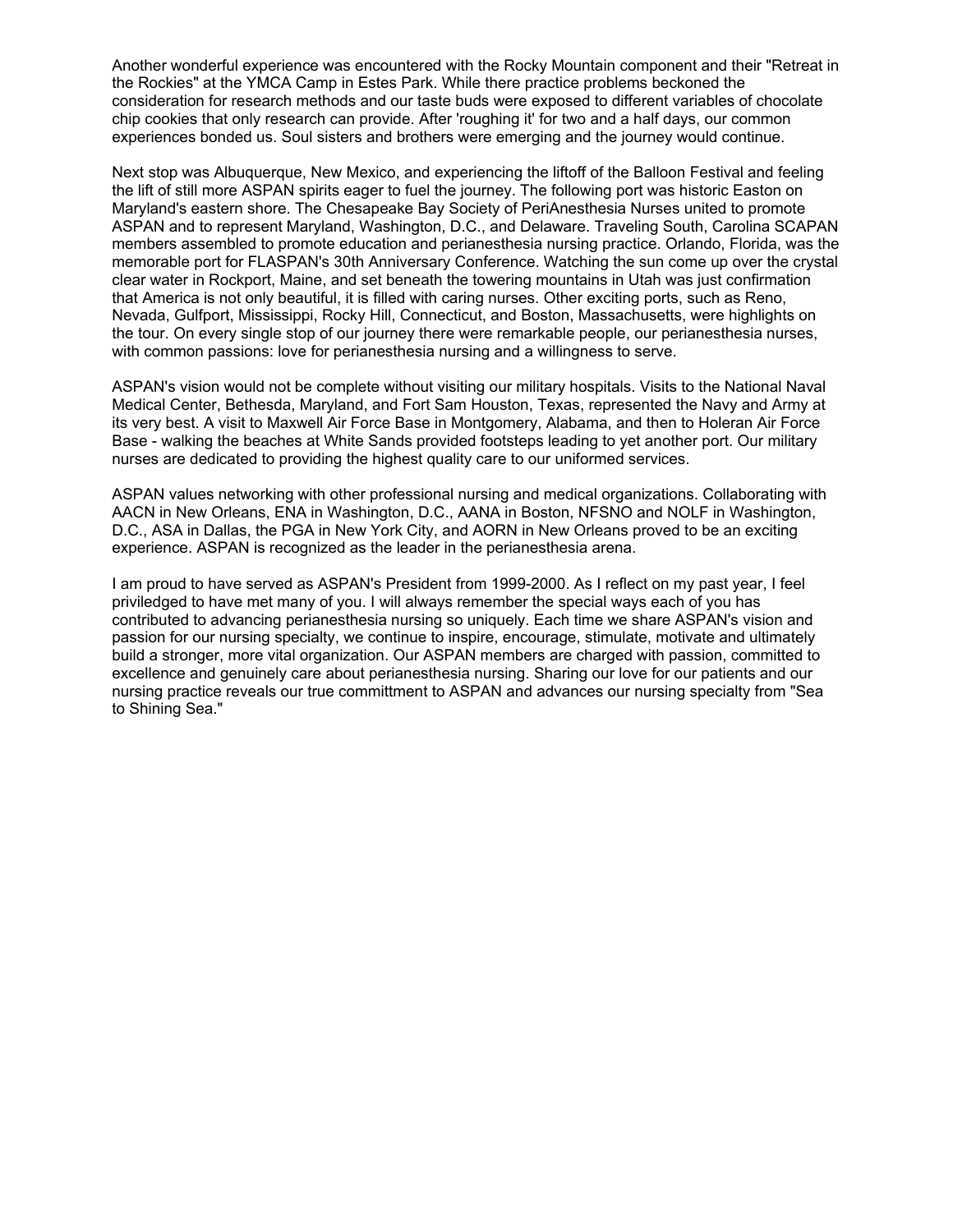Another wonderful experience was encountered with the Rocky Mountain component and their "Retreat in the Rockies" at the YMCA Camp in Estes Park. While there practice problems beckoned the consideration for research methods and our taste buds were exposed to different variables of chocolate chip cookies that only research can provide. After 'roughing it' for two and a half days, our common experiences bonded us. Soul sisters and brothers were emerging and the journey would continue.

Next stop was Albuquerque, New Mexico, and experiencing the liftoff of the Balloon Festival and feeling the lift of still more ASPAN spirits eager to fuel the journey. The following port was historic Easton on Maryland's eastern shore. The Chesapeake Bay Society of PeriAnesthesia Nurses united to promote ASPAN and to represent Maryland, Washington, D.C., and Delaware. Traveling South, Carolina SCAPAN members assembled to promote education and perianesthesia nursing practice. Orlando, Florida, was the memorable port for FLASPAN's 30th Anniversary Conference. Watching the sun come up over the crystal clear water in Rockport, Maine, and set beneath the towering mountains in Utah was just confirmation that America is not only beautiful, it is filled with caring nurses. Other exciting ports, such as Reno, Nevada, Gulfport, Mississippi, Rocky Hill, Connecticut, and Boston, Massachusetts, were highlights on the tour. On every single stop of our journey there were remarkable people, our perianesthesia nurses, with common passions: love for perianesthesia nursing and a willingness to serve.

ASPAN's vision would not be complete without visiting our military hospitals. Visits to the National Naval Medical Center, Bethesda, Maryland, and Fort Sam Houston, Texas, represented the Navy and Army at its very best. A visit to Maxwell Air Force Base in Montgomery, Alabama, and then to Holeran Air Force Base - walking the beaches at White Sands provided footsteps leading to yet another port. Our military nurses are dedicated to providing the highest quality care to our uniformed services.

ASPAN values networking with other professional nursing and medical organizations. Collaborating with AACN in New Orleans, ENA in Washington, D.C., AANA in Boston, NFSNO and NOLF in Washington, D.C., ASA in Dallas, the PGA in New York City, and AORN in New Orleans proved to be an exciting experience. ASPAN is recognized as the leader in the perianesthesia arena.

I am proud to have served as ASPAN's President from 1999-2000. As I reflect on my past year, I feel priviledged to have met many of you. I will always remember the special ways each of you has contributed to advancing perianesthesia nursing so uniquely. Each time we share ASPAN's vision and passion for our nursing specialty, we continue to inspire, encourage, stimulate, motivate and ultimately build a stronger, more vital organization. Our ASPAN members are charged with passion, committed to excellence and genuinely care about perianesthesia nursing. Sharing our love for our patients and our nursing practice reveals our true committment to ASPAN and advances our nursing specialty from "Sea to Shining Sea."